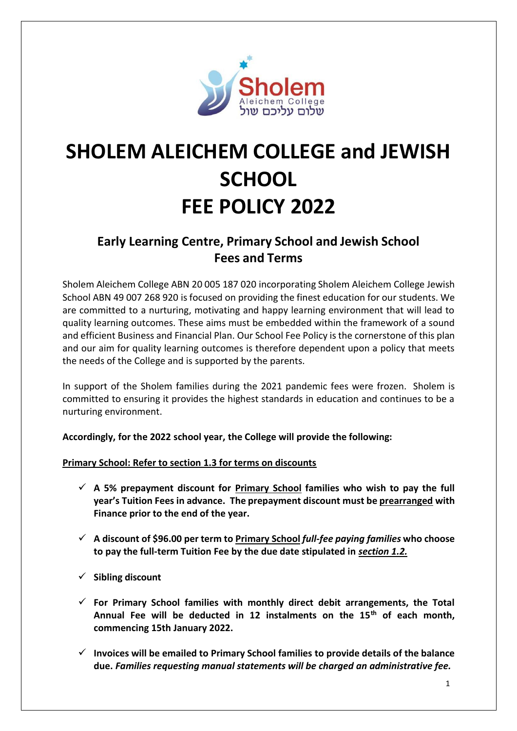# SHOLEM ALEICHEM COLLEGE and JEWISH SCHOOL FEE POLICY 2022

## Early Learning Centre, Primary School and Jewish School Fees and Terms

Sholem Aleichem College ABN 20 005 187 020 incorporating Sholem Aleichem College Jewish School ABN 49 007 268 920 is focused on providing the finest education for our students. We are committed to a nurturing, motivating and happy learning environment that will lead to quality learning outcomes. These aims must be embedded within the framework of a sound and efficient Business and Financial Plan. Our School Fee Policy is the cornerstone of this plan and our aim for quality learning outcomes is therefore dependent upon a policy that meets the needs of the College and is supported by the parents.

In support of the Sholem families during the 2021 pandemic fees were frozen. Sholem is committed to ensuring it provides the highest standards in education and continues to be a nurturing environment.

**Accordingly, for the 2022 school year, the College will provide the following:**

**Primary School: Refer to section 1.3 for terms on discounts**

- ✓ **A 5% prepayment discount for Primary School families who wish to pay the full year's Tuition Fees in advance. The prepayment discount must be prearranged with Finance prior to the end of the year.**
- ✓ **A discount of $96.00 per term to Primary School *full-fee paying families* who choose to pay the full-term Tuition Fee by the due date stipulated in *section 1.2.***
- ✓ **Sibling discount**
- ✓ **For Primary School families with monthly direct debit arrangements, the Total Annual Fee will be deducted in 12 instalments on the 15th of each month, commencing 15th January 2022.**
- ✓ **Invoices will be emailed to Primary School families to provide details of the balance due. *Families requesting manual statements will be charged an administrative fee.***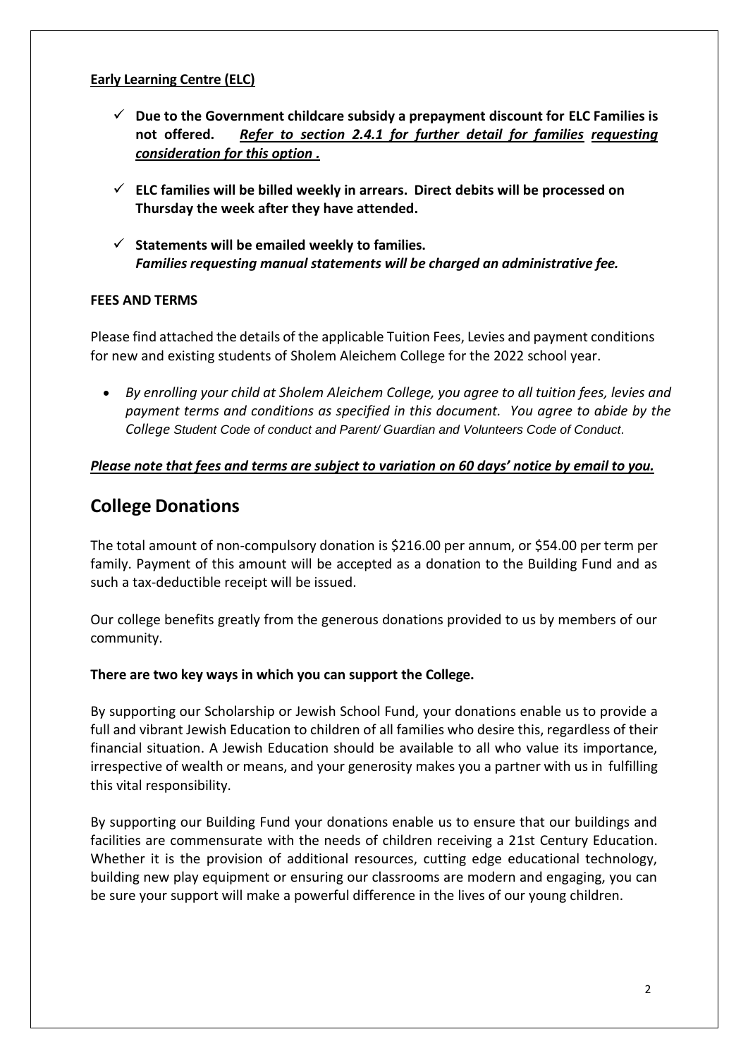**Early Learning Centre (ELC)**

- ✓ **Due to the Government childcare subsidy a prepayment discount for ELC Families is not offered.** ***Refer to section 2.4.1 for further detail for families requesting consideration for this option .***
- ✓ **ELC families will be billed weekly in arrears. Direct debits will be processed on Thursday the week after they have attended.**
- ✓ **Statements will be emailed weekly to families.**
  ***Families requesting manual statements will be charged an administrative fee.***

**FEES AND TERMS**

Please find attached the details of the applicable Tuition Fees, Levies and payment conditions for new and existing students of Sholem Aleichem College for the 2022 school year.

- *By enrolling your child at Sholem Aleichem College, you agree to all tuition fees, levies and payment terms and conditions as specified in this document. You agree to abide by the College Student Code of conduct and Parent/ Guardian and Volunteers Code of Conduct.*

***Please note that fees and terms are subject to variation on 60 days' notice by email to you.***

## College Donations

The total amount of non-compulsory donation is $216.00 per annum, or $54.00 per term per family. Payment of this amount will be accepted as a donation to the Building Fund and as such a tax-deductible receipt will be issued.

Our college benefits greatly from the generous donations provided to us by members of our community.

**There are two key ways in which you can support the College.**

By supporting our Scholarship or Jewish School Fund, your donations enable us to provide a full and vibrant Jewish Education to children of all families who desire this, regardless of their financial situation. A Jewish Education should be available to all who value its importance, irrespective of wealth or means, and your generosity makes you a partner with us in fulfilling this vital responsibility.

By supporting our Building Fund your donations enable us to ensure that our buildings and facilities are commensurate with the needs of children receiving a 21st Century Education. Whether it is the provision of additional resources, cutting edge educational technology, building new play equipment or ensuring our classrooms are modern and engaging, you can be sure your support will make a powerful difference in the lives of our young children.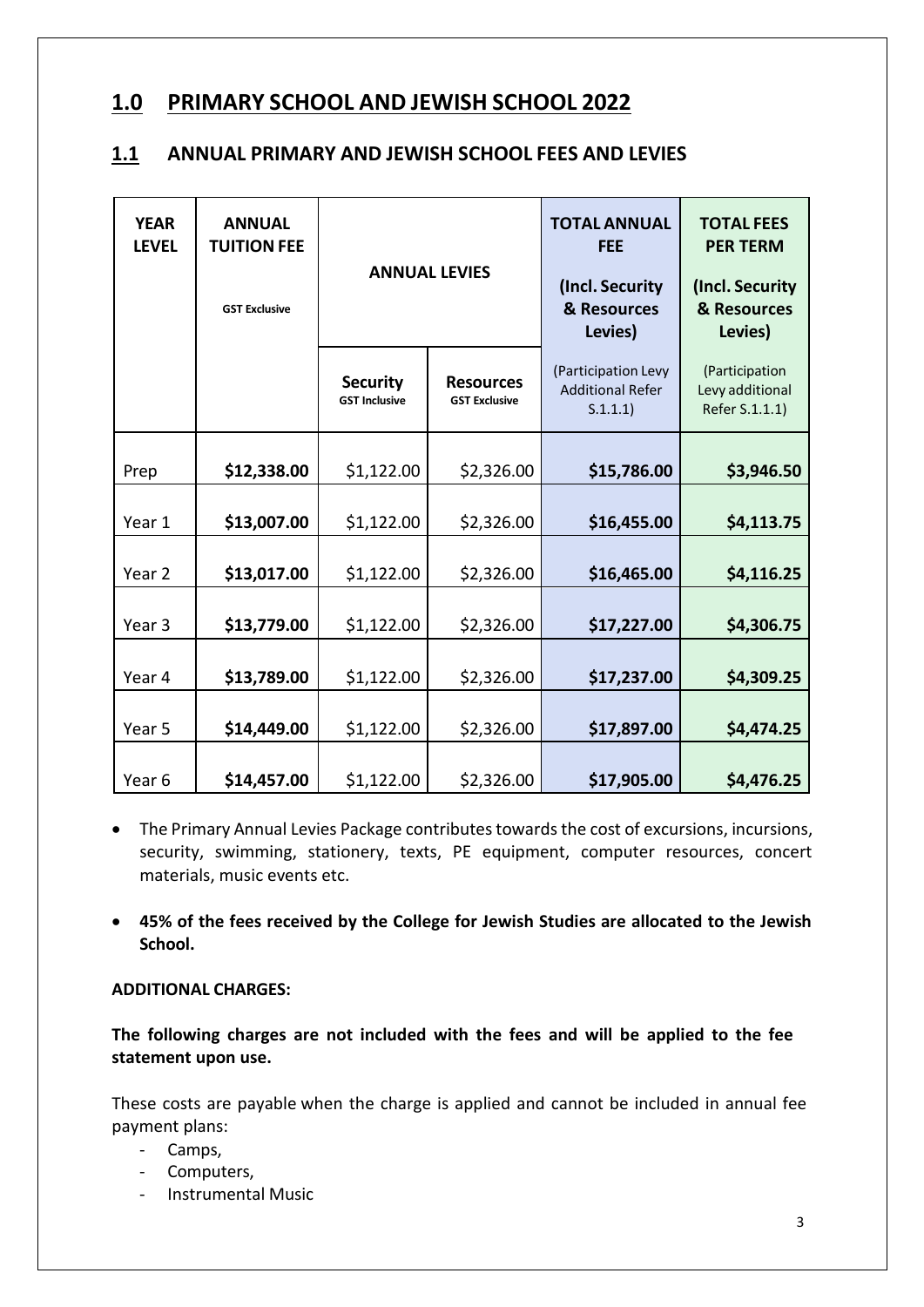## 1.0 PRIMARY SCHOOL AND JEWISH SCHOOL 2022

### 1.1 ANNUAL PRIMARY AND JEWISH SCHOOL FEES AND LEVIES

| YEAR LEVEL | ANNUAL TUITION FEE<br>GST Exclusive | ANNUAL LEVIES | | TOTAL ANNUAL FEE (Incl. Security & Resources Levies) | TOTAL FEES PER TERM (Incl. Security & Resources Levies) |
|---|---|---|---|---|---|
| | | **Security**<br>GST Inclusive | **Resources**<br>GST Exclusive | (Participation Levy Additional Refer S.1.1.1) | (Participation Levy additional Refer S.1.1.1) |
| Prep | **$12,338.00** | $1,122.00 | $2,326.00 | **$15,786.00** | **$3,946.50** |
| Year 1 | **$13,007.00** | $1,122.00 | $2,326.00 | **$16,455.00** | **$4,113.75** |
| Year 2 | **$13,017.00** | $1,122.00 | $2,326.00 | **$16,465.00** | **$4,116.25** |
| Year 3 | **$13,779.00** | $1,122.00 | $2,326.00 | **$17,227.00** | **$4,306.75** |
| Year 4 | **$13,789.00** | $1,122.00 | $2,326.00 | **$17,237.00** | **$4,309.25** |
| Year 5 | **$14,449.00** | $1,122.00 | $2,326.00 | **$17,897.00** | **$4,474.25** |
| Year 6 | **$14,457.00** | $1,122.00 | $2,326.00 | **$17,905.00** | **$4,476.25** |

- The Primary Annual Levies Package contributes towards the cost of excursions, incursions, security, swimming, stationery, texts, PE equipment, computer resources, concert materials, music events etc.
- **45% of the fees received by the College for Jewish Studies are allocated to the Jewish School.**

**ADDITIONAL CHARGES:**

**The following charges are not included with the fees and will be applied to the fee statement upon use.**

These costs are payable when the charge is applied and cannot be included in annual fee payment plans:

- Camps,
- Computers,
- Instrumental Music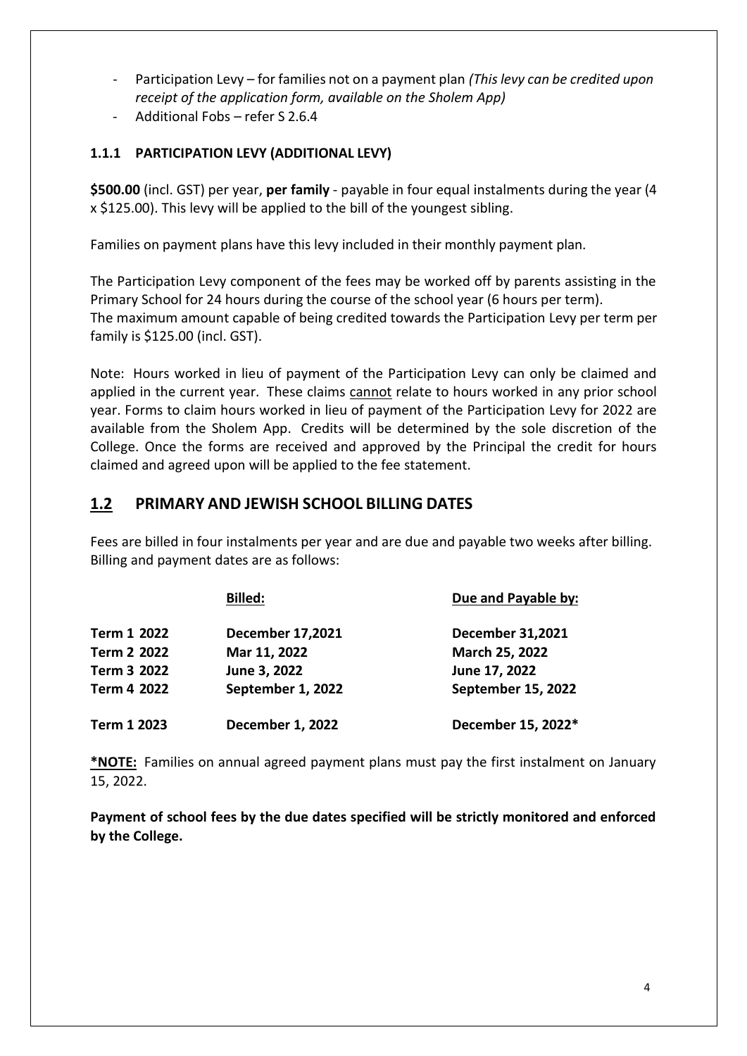- Participation Levy – for families not on a payment plan *(This levy can be credited upon receipt of the application form, available on the Sholem App)*
- Additional Fobs – refer S 2.6.4

### 1.1.1 PARTICIPATION LEVY (ADDITIONAL LEVY)

**$500.00** (incl. GST) per year, **per family** - payable in four equal instalments during the year (4 x $125.00). This levy will be applied to the bill of the youngest sibling.

Families on payment plans have this levy included in their monthly payment plan.

The Participation Levy component of the fees may be worked off by parents assisting in the Primary School for 24 hours during the course of the school year (6 hours per term). The maximum amount capable of being credited towards the Participation Levy per term per family is $125.00 (incl. GST).

Note: Hours worked in lieu of payment of the Participation Levy can only be claimed and applied in the current year. These claims cannot relate to hours worked in any prior school year. Forms to claim hours worked in lieu of payment of the Participation Levy for 2022 are available from the Sholem App. Credits will be determined by the sole discretion of the College. Once the forms are received and approved by the Principal the credit for hours claimed and agreed upon will be applied to the fee statement.

## 1.2 PRIMARY AND JEWISH SCHOOL BILLING DATES

Fees are billed in four instalments per year and are due and payable two weeks after billing. Billing and payment dates are as follows:

| | Billed: | Due and Payable by: |
|---|---|---|
| **Term 1 2022** | **December 17,2021** | **December 31,2021** |
| **Term 2 2022** | **Mar 11, 2022** | **March 25, 2022** |
| **Term 3 2022** | **June 3, 2022** | **June 17, 2022** |
| **Term 4 2022** | **September 1, 2022** | **September 15, 2022** |
| **Term 1 2023** | **December 1, 2022** | **December 15, 2022*** |

**\*NOTE:** Families on annual agreed payment plans must pay the first instalment on January 15, 2022.

**Payment of school fees by the due dates specified will be strictly monitored and enforced by the College.**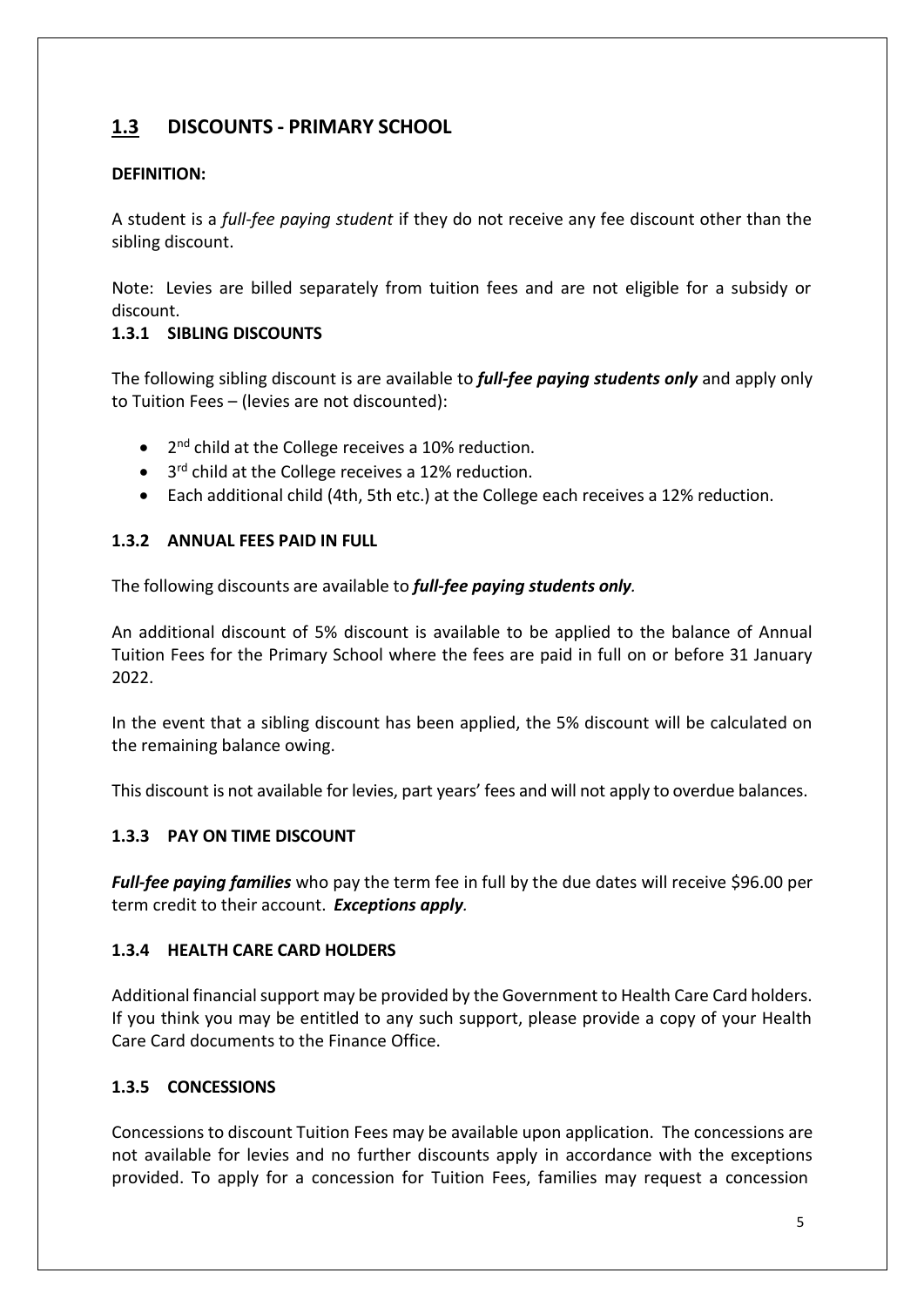## 1.3 DISCOUNTS - PRIMARY SCHOOL

**DEFINITION:**

A student is a *full-fee paying student* if they do not receive any fee discount other than the sibling discount.

Note: Levies are billed separately from tuition fees and are not eligible for a subsidy or discount.

### 1.3.1 SIBLING DISCOUNTS

The following sibling discount is are available to ***full-fee paying students only*** and apply only to Tuition Fees – (levies are not discounted):

- 2nd child at the College receives a 10% reduction.
- 3rd child at the College receives a 12% reduction.
- Each additional child (4th, 5th etc.) at the College each receives a 12% reduction.

### 1.3.2 ANNUAL FEES PAID IN FULL

The following discounts are available to ***full-fee paying students only****.*

An additional discount of 5% discount is available to be applied to the balance of Annual Tuition Fees for the Primary School where the fees are paid in full on or before 31 January 2022.

In the event that a sibling discount has been applied, the 5% discount will be calculated on the remaining balance owing.

This discount is not available for levies, part years' fees and will not apply to overdue balances.

### 1.3.3 PAY ON TIME DISCOUNT

***Full-fee paying families*** who pay the term fee in full by the due dates will receive $96.00 per term credit to their account. ***Exceptions apply****.*

### 1.3.4 HEALTH CARE CARD HOLDERS

Additional financial support may be provided by the Government to Health Care Card holders. If you think you may be entitled to any such support, please provide a copy of your Health Care Card documents to the Finance Office.

### 1.3.5 CONCESSIONS

Concessions to discount Tuition Fees may be available upon application. The concessions are not available for levies and no further discounts apply in accordance with the exceptions provided. To apply for a concession for Tuition Fees, families may request a concession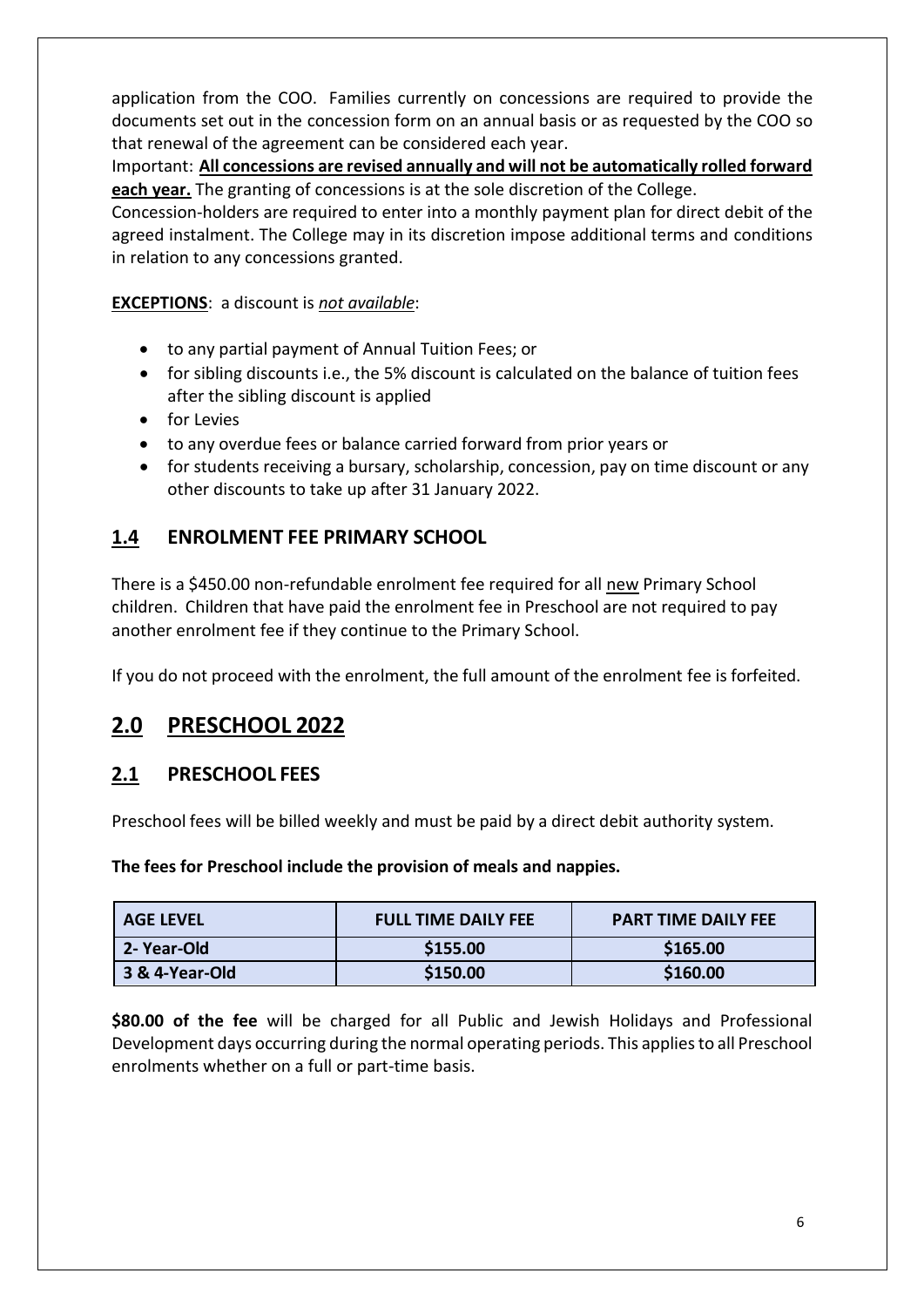application from the COO. Families currently on concessions are required to provide the documents set out in the concession form on an annual basis or as requested by the COO so that renewal of the agreement can be considered each year.

Important: **All concessions are revised annually and will not be automatically rolled forward each year.** The granting of concessions is at the sole discretion of the College.

Concession-holders are required to enter into a monthly payment plan for direct debit of the agreed instalment. The College may in its discretion impose additional terms and conditions in relation to any concessions granted.

**EXCEPTIONS**: a discount is *not available*:

- to any partial payment of Annual Tuition Fees; or
- for sibling discounts i.e., the 5% discount is calculated on the balance of tuition fees after the sibling discount is applied
- for Levies
- to any overdue fees or balance carried forward from prior years or
- for students receiving a bursary, scholarship, concession, pay on time discount or any other discounts to take up after 31 January 2022.

## 1.4 ENROLMENT FEE PRIMARY SCHOOL

There is a $450.00 non-refundable enrolment fee required for all new Primary School children. Children that have paid the enrolment fee in Preschool are not required to pay another enrolment fee if they continue to the Primary School.

If you do not proceed with the enrolment, the full amount of the enrolment fee is forfeited.

# 2.0 PRESCHOOL 2022

## 2.1 PRESCHOOL FEES

Preschool fees will be billed weekly and must be paid by a direct debit authority system.

**The fees for Preschool include the provision of meals and nappies.**

| AGE LEVEL | FULL TIME DAILY FEE | PART TIME DAILY FEE |
|---|---|---|
| 2- Year-Old | $155.00 | $165.00 |
| 3 & 4-Year-Old | $150.00 | $160.00 |

**$80.00 of the fee** will be charged for all Public and Jewish Holidays and Professional Development days occurring during the normal operating periods. This applies to all Preschool enrolments whether on a full or part-time basis.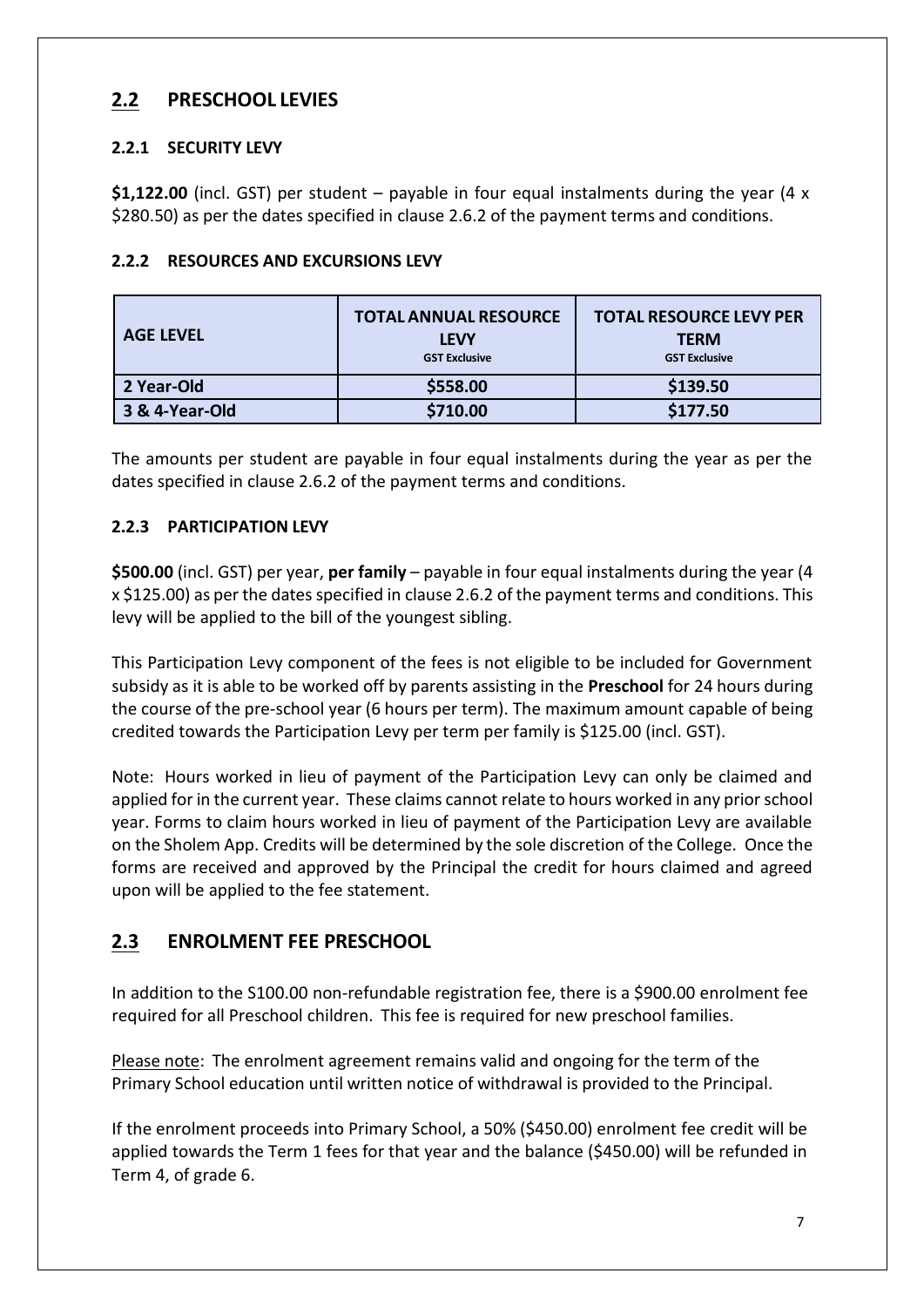## 2.2 PRESCHOOL LEVIES

### 2.2.1 SECURITY LEVY

**$1,122.00** (incl. GST) per student – payable in four equal instalments during the year (4 x $280.50) as per the dates specified in clause 2.6.2 of the payment terms and conditions.

### 2.2.2 RESOURCES AND EXCURSIONS LEVY

| AGE LEVEL | TOTAL ANNUAL RESOURCE LEVY GST Exclusive | TOTAL RESOURCE LEVY PER TERM GST Exclusive |
|---|---|---|
| 2 Year-Old | $558.00 | $139.50 |
| 3 & 4-Year-Old | $710.00 | $177.50 |

The amounts per student are payable in four equal instalments during the year as per the dates specified in clause 2.6.2 of the payment terms and conditions.

### 2.2.3 PARTICIPATION LEVY

**$500.00** (incl. GST) per year, **per family** – payable in four equal instalments during the year (4 x $125.00) as per the dates specified in clause 2.6.2 of the payment terms and conditions. This levy will be applied to the bill of the youngest sibling.

This Participation Levy component of the fees is not eligible to be included for Government subsidy as it is able to be worked off by parents assisting in the **Preschool** for 24 hours during the course of the pre-school year (6 hours per term). The maximum amount capable of being credited towards the Participation Levy per term per family is $125.00 (incl. GST).

Note: Hours worked in lieu of payment of the Participation Levy can only be claimed and applied for in the current year. These claims cannot relate to hours worked in any prior school year. Forms to claim hours worked in lieu of payment of the Participation Levy are available on the Sholem App. Credits will be determined by the sole discretion of the College. Once the forms are received and approved by the Principal the credit for hours claimed and agreed upon will be applied to the fee statement.

## 2.3 ENROLMENT FEE PRESCHOOL

In addition to the S100.00 non-refundable registration fee, there is a $900.00 enrolment fee required for all Preschool children. This fee is required for new preschool families.

Please note: The enrolment agreement remains valid and ongoing for the term of the Primary School education until written notice of withdrawal is provided to the Principal.

If the enrolment proceeds into Primary School, a 50% ($450.00) enrolment fee credit will be applied towards the Term 1 fees for that year and the balance ($450.00) will be refunded in Term 4, of grade 6.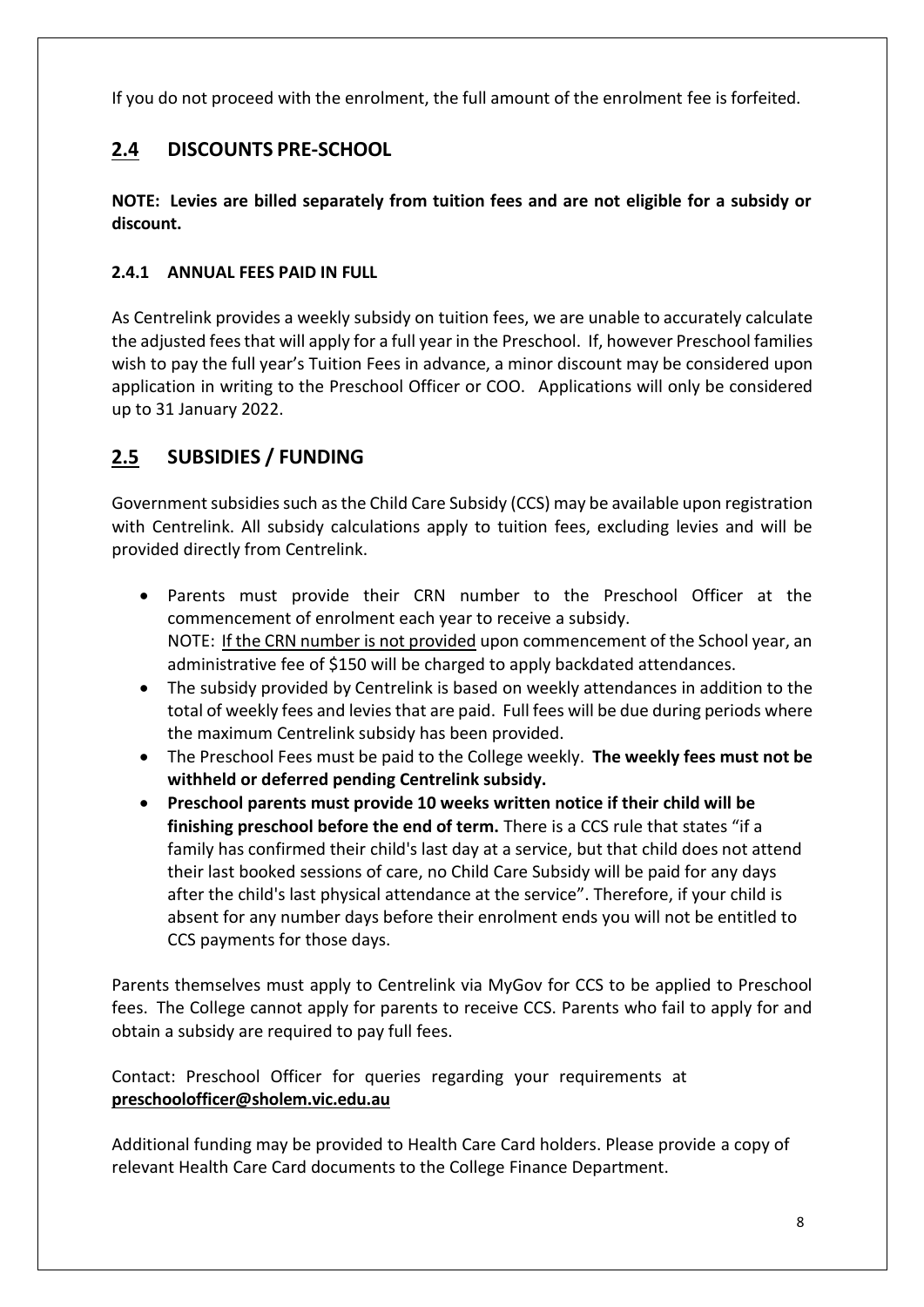If you do not proceed with the enrolment, the full amount of the enrolment fee is forfeited.

## 2.4 DISCOUNTS PRE-SCHOOL

**NOTE: Levies are billed separately from tuition fees and are not eligible for a subsidy or discount.**

### 2.4.1 ANNUAL FEES PAID IN FULL

As Centrelink provides a weekly subsidy on tuition fees, we are unable to accurately calculate the adjusted fees that will apply for a full year in the Preschool. If, however Preschool families wish to pay the full year's Tuition Fees in advance, a minor discount may be considered upon application in writing to the Preschool Officer or COO. Applications will only be considered up to 31 January 2022.

## 2.5 SUBSIDIES / FUNDING

Government subsidies such as the Child Care Subsidy (CCS) may be available upon registration with Centrelink. All subsidy calculations apply to tuition fees, excluding levies and will be provided directly from Centrelink.

- Parents must provide their CRN number to the Preschool Officer at the commencement of enrolment each year to receive a subsidy.
  NOTE: If the CRN number is not provided upon commencement of the School year, an administrative fee of $150 will be charged to apply backdated attendances.
- The subsidy provided by Centrelink is based on weekly attendances in addition to the total of weekly fees and levies that are paid. Full fees will be due during periods where the maximum Centrelink subsidy has been provided.
- The Preschool Fees must be paid to the College weekly. **The weekly fees must not be withheld or deferred pending Centrelink subsidy.**
- **Preschool parents must provide 10 weeks written notice if their child will be finishing preschool before the end of term.** There is a CCS rule that states "if a family has confirmed their child's last day at a service, but that child does not attend their last booked sessions of care, no Child Care Subsidy will be paid for any days after the child's last physical attendance at the service". Therefore, if your child is absent for any number days before their enrolment ends you will not be entitled to CCS payments for those days.

Parents themselves must apply to Centrelink via MyGov for CCS to be applied to Preschool fees. The College cannot apply for parents to receive CCS. Parents who fail to apply for and obtain a subsidy are required to pay full fees.

Contact: Preschool Officer for queries regarding your requirements at **preschoolofficer@sholem.vic.edu.au**

Additional funding may be provided to Health Care Card holders. Please provide a copy of relevant Health Care Card documents to the College Finance Department.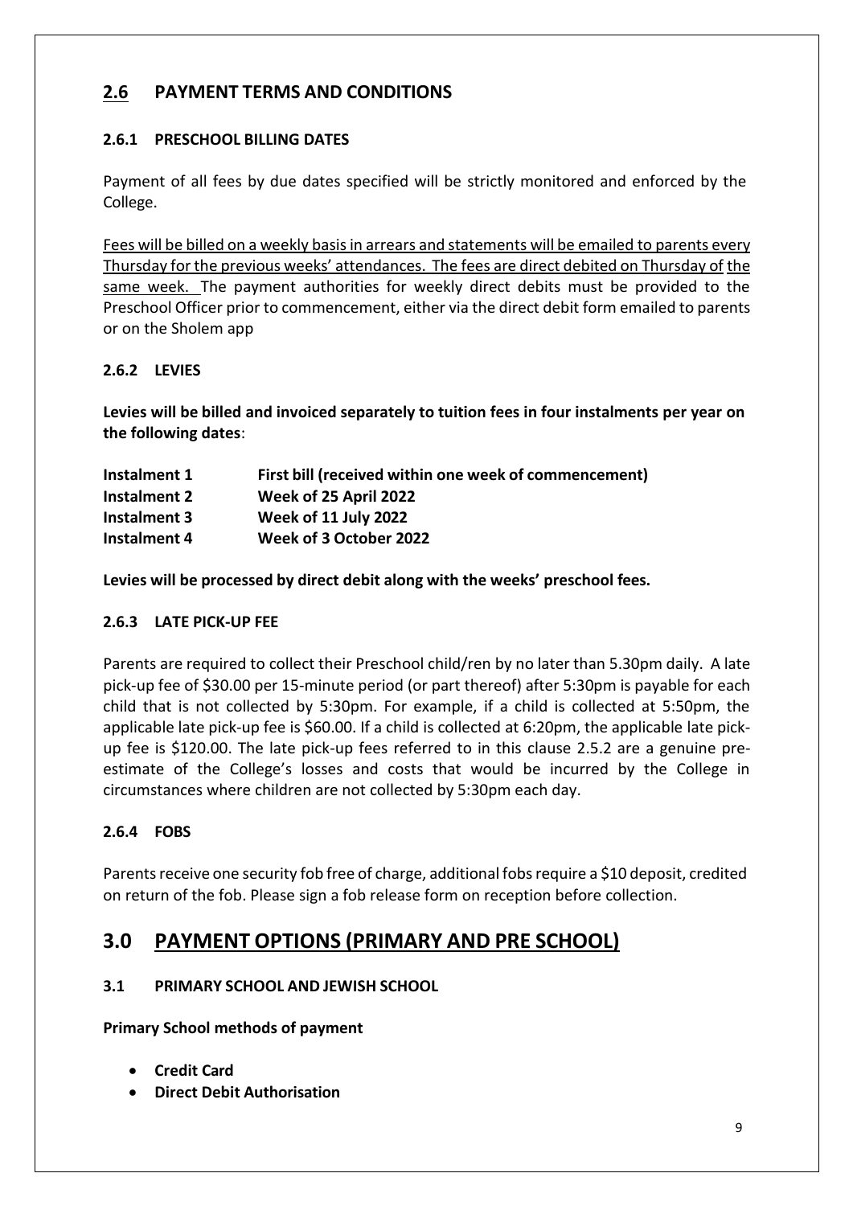## 2.6 PAYMENT TERMS AND CONDITIONS

### 2.6.1 PRESCHOOL BILLING DATES

Payment of all fees by due dates specified will be strictly monitored and enforced by the College.

Fees will be billed on a weekly basis in arrears and statements will be emailed to parents every Thursday for the previous weeks' attendances. The fees are direct debited on Thursday of the same week. The payment authorities for weekly direct debits must be provided to the Preschool Officer prior to commencement, either via the direct debit form emailed to parents or on the Sholem app

### 2.6.2 LEVIES

**Levies will be billed and invoiced separately to tuition fees in four instalments per year on the following dates**:

| | |
|---|---|
| **Instalment 1** | **First bill (received within one week of commencement)** |
| **Instalment 2** | **Week of 25 April 2022** |
| **Instalment 3** | **Week of 11 July 2022** |
| **Instalment 4** | **Week of 3 October 2022** |

**Levies will be processed by direct debit along with the weeks' preschool fees.**

### 2.6.3 LATE PICK-UP FEE

Parents are required to collect their Preschool child/ren by no later than 5.30pm daily. A late pick-up fee of $30.00 per 15-minute period (or part thereof) after 5:30pm is payable for each child that is not collected by 5:30pm. For example, if a child is collected at 5:50pm, the applicable late pick-up fee is $60.00. If a child is collected at 6:20pm, the applicable late pick-up fee is $120.00. The late pick-up fees referred to in this clause 2.5.2 are a genuine pre-estimate of the College's losses and costs that would be incurred by the College in circumstances where children are not collected by 5:30pm each day.

### 2.6.4 FOBS

Parents receive one security fob free of charge, additional fobs require a $10 deposit, credited on return of the fob. Please sign a fob release form on reception before collection.

# 3.0 PAYMENT OPTIONS (PRIMARY AND PRE SCHOOL)

### 3.1 PRIMARY SCHOOL AND JEWISH SCHOOL

**Primary School methods of payment**

- **Credit Card**
- **Direct Debit Authorisation**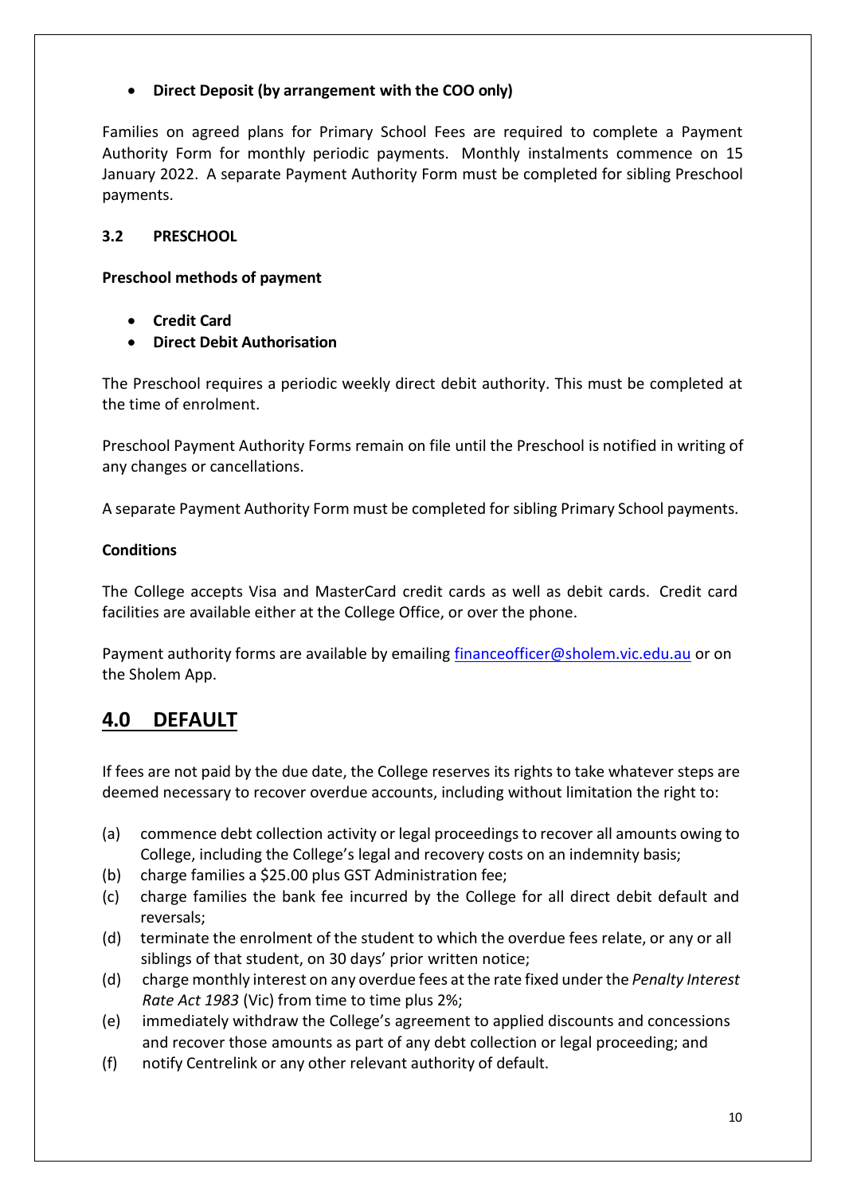- **Direct Deposit (by arrangement with the COO only)**

Families on agreed plans for Primary School Fees are required to complete a Payment Authority Form for monthly periodic payments. Monthly instalments commence on 15 January 2022. A separate Payment Authority Form must be completed for sibling Preschool payments.

### 3.2 PRESCHOOL

**Preschool methods of payment**

- **Credit Card**
- **Direct Debit Authorisation**

The Preschool requires a periodic weekly direct debit authority. This must be completed at the time of enrolment.

Preschool Payment Authority Forms remain on file until the Preschool is notified in writing of any changes or cancellations.

A separate Payment Authority Form must be completed for sibling Primary School payments.

**Conditions**

The College accepts Visa and MasterCard credit cards as well as debit cards. Credit card facilities are available either at the College Office, or over the phone.

Payment authority forms are available by emailing financeofficer@sholem.vic.edu.au or on the Sholem App.

## 4.0 DEFAULT

If fees are not paid by the due date, the College reserves its rights to take whatever steps are deemed necessary to recover overdue accounts, including without limitation the right to:

(a) commence debt collection activity or legal proceedings to recover all amounts owing to College, including the College's legal and recovery costs on an indemnity basis;
(b) charge families a $25.00 plus GST Administration fee;
(c) charge families the bank fee incurred by the College for all direct debit default and reversals;
(d) terminate the enrolment of the student to which the overdue fees relate, or any or all siblings of that student, on 30 days' prior written notice;
(d) charge monthly interest on any overdue fees at the rate fixed under the *Penalty Interest Rate Act 1983* (Vic) from time to time plus 2%;
(e) immediately withdraw the College's agreement to applied discounts and concessions and recover those amounts as part of any debt collection or legal proceeding; and
(f) notify Centrelink or any other relevant authority of default.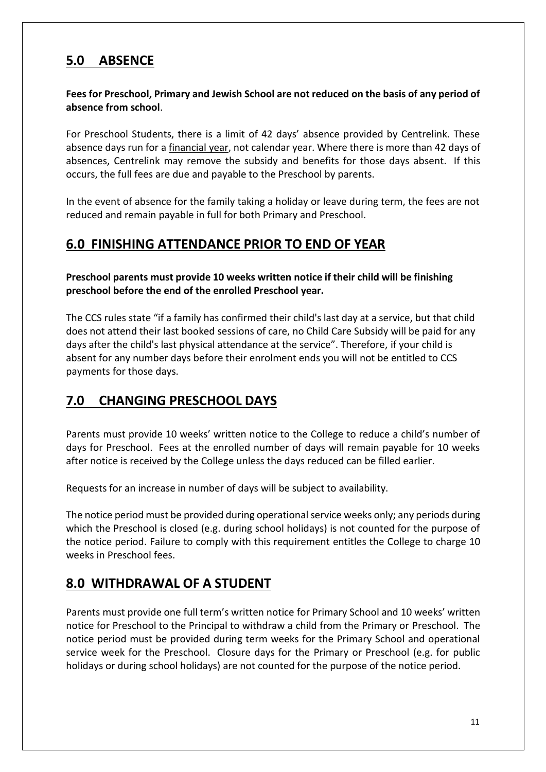## 5.0 ABSENCE

**Fees for Preschool, Primary and Jewish School are not reduced on the basis of any period of absence from school**.

For Preschool Students, there is a limit of 42 days' absence provided by Centrelink. These absence days run for a financial year, not calendar year. Where there is more than 42 days of absences, Centrelink may remove the subsidy and benefits for those days absent. If this occurs, the full fees are due and payable to the Preschool by parents.

In the event of absence for the family taking a holiday or leave during term, the fees are not reduced and remain payable in full for both Primary and Preschool.

## 6.0 FINISHING ATTENDANCE PRIOR TO END OF YEAR

**Preschool parents must provide 10 weeks written notice if their child will be finishing preschool before the end of the enrolled Preschool year.**

The CCS rules state "if a family has confirmed their child's last day at a service, but that child does not attend their last booked sessions of care, no Child Care Subsidy will be paid for any days after the child's last physical attendance at the service". Therefore, if your child is absent for any number days before their enrolment ends you will not be entitled to CCS payments for those days.

## 7.0 CHANGING PRESCHOOL DAYS

Parents must provide 10 weeks' written notice to the College to reduce a child's number of days for Preschool. Fees at the enrolled number of days will remain payable for 10 weeks after notice is received by the College unless the days reduced can be filled earlier.

Requests for an increase in number of days will be subject to availability.

The notice period must be provided during operational service weeks only; any periods during which the Preschool is closed (e.g. during school holidays) is not counted for the purpose of the notice period. Failure to comply with this requirement entitles the College to charge 10 weeks in Preschool fees.

## 8.0 WITHDRAWAL OF A STUDENT

Parents must provide one full term's written notice for Primary School and 10 weeks' written notice for Preschool to the Principal to withdraw a child from the Primary or Preschool. The notice period must be provided during term weeks for the Primary School and operational service week for the Preschool. Closure days for the Primary or Preschool (e.g. for public holidays or during school holidays) are not counted for the purpose of the notice period.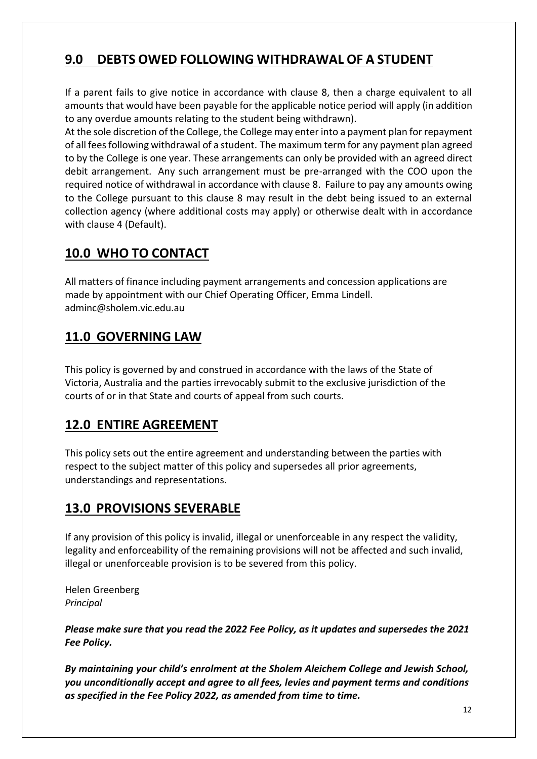## 9.0 DEBTS OWED FOLLOWING WITHDRAWAL OF A STUDENT

If a parent fails to give notice in accordance with clause 8, then a charge equivalent to all amounts that would have been payable for the applicable notice period will apply (in addition to any overdue amounts relating to the student being withdrawn).

At the sole discretion of the College, the College may enter into a payment plan for repayment of all fees following withdrawal of a student. The maximum term for any payment plan agreed to by the College is one year. These arrangements can only be provided with an agreed direct debit arrangement. Any such arrangement must be pre-arranged with the COO upon the required notice of withdrawal in accordance with clause 8. Failure to pay any amounts owing to the College pursuant to this clause 8 may result in the debt being issued to an external collection agency (where additional costs may apply) or otherwise dealt with in accordance with clause 4 (Default).

## 10.0 WHO TO CONTACT

All matters of finance including payment arrangements and concession applications are made by appointment with our Chief Operating Officer, Emma Lindell.
adminc@sholem.vic.edu.au

## 11.0 GOVERNING LAW

This policy is governed by and construed in accordance with the laws of the State of Victoria, Australia and the parties irrevocably submit to the exclusive jurisdiction of the courts of or in that State and courts of appeal from such courts.

## 12.0 ENTIRE AGREEMENT

This policy sets out the entire agreement and understanding between the parties with respect to the subject matter of this policy and supersedes all prior agreements, understandings and representations.

## 13.0 PROVISIONS SEVERABLE

If any provision of this policy is invalid, illegal or unenforceable in any respect the validity, legality and enforceability of the remaining provisions will not be affected and such invalid, illegal or unenforceable provision is to be severed from this policy.

Helen Greenberg
*Principal*

***Please make sure that you read the 2022 Fee Policy, as it updates and supersedes the 2021 Fee Policy.***

***By maintaining your child's enrolment at the Sholem Aleichem College and Jewish School, you unconditionally accept and agree to all fees, levies and payment terms and conditions as specified in the Fee Policy 2022, as amended from time to time.***